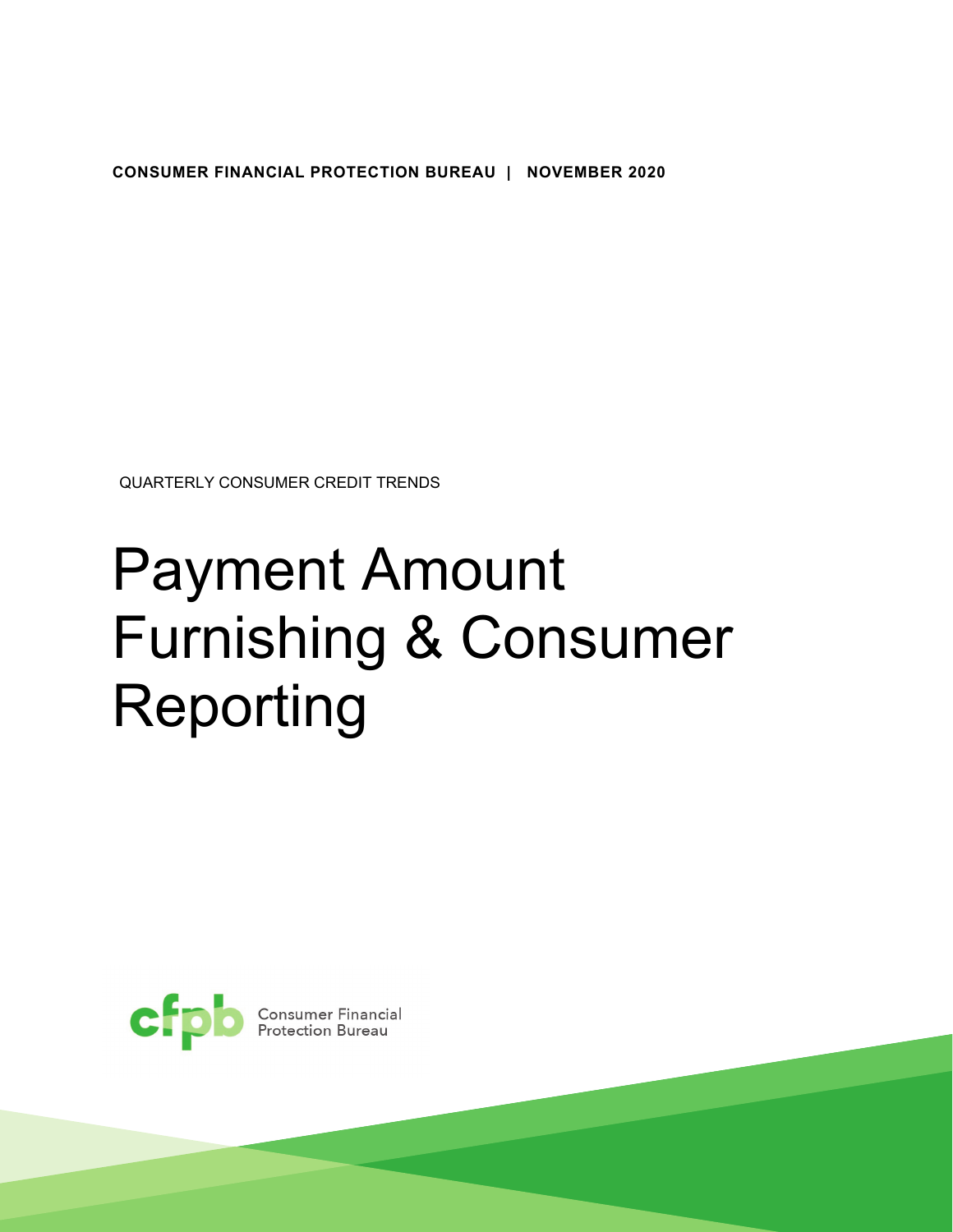**CONSUMER FINANCIAL PROTECTION BUREAU | NOVEMBER 2020**

QUARTERLY CONSUMER CREDIT TRENDS

# Payment Amount Furnishing & Consumer Reporting

Consumer Financial Protection Bureau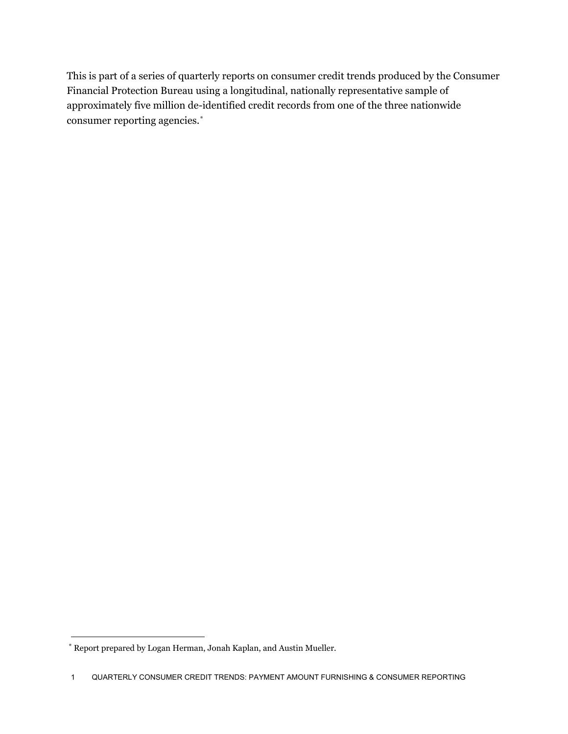This is part of a series of quarterly reports on consumer credit trends produced by the Consumer Financial Protection Bureau using a longitudinal, nationally representative sample of approximately five million de-identified credit records from one of the three nationwide consumer reporting agencies.[*]

[*] Report prepared by Logan Herman, Jonah Kaplan, and Austin Mueller.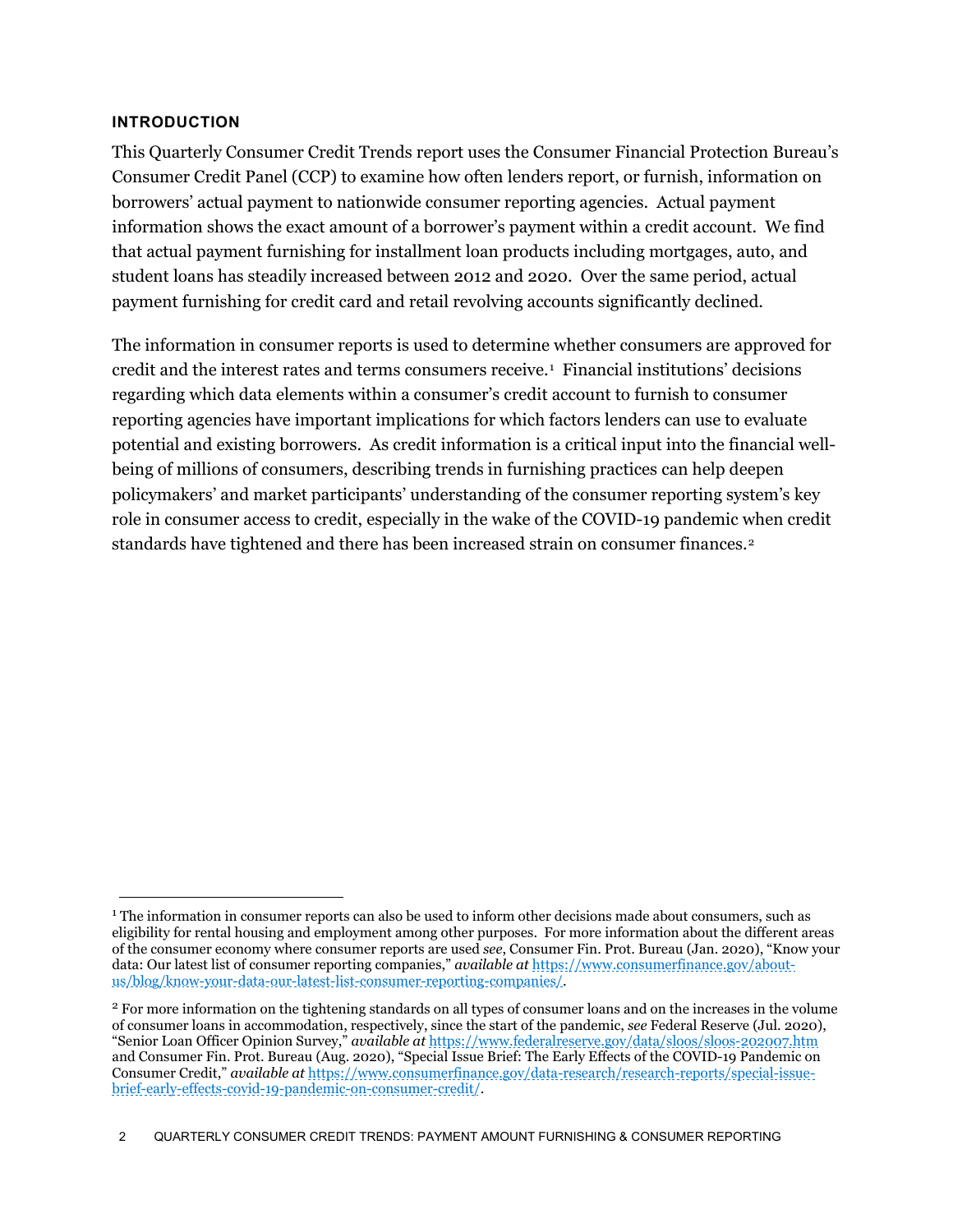## INTRODUCTION

This Quarterly Consumer Credit Trends report uses the Consumer Financial Protection Bureau's Consumer Credit Panel (CCP) to examine how often lenders report, or furnish, information on borrowers' actual payment to nationwide consumer reporting agencies. Actual payment information shows the exact amount of a borrower's payment within a credit account. We find that actual payment furnishing for installment loan products including mortgages, auto, and student loans has steadily increased between 2012 and 2020. Over the same period, actual payment furnishing for credit card and retail revolving accounts significantly declined.

The information in consumer reports is used to determine whether consumers are approved for credit and the interest rates and terms consumers receive.[1] Financial institutions' decisions regarding which data elements within a consumer's credit account to furnish to consumer reporting agencies have important implications for which factors lenders can use to evaluate potential and existing borrowers. As credit information is a critical input into the financial well-being of millions of consumers, describing trends in furnishing practices can help deepen policymakers' and market participants' understanding of the consumer reporting system's key role in consumer access to credit, especially in the wake of the COVID-19 pandemic when credit standards have tightened and there has been increased strain on consumer finances.[2]

---

[1] The information in consumer reports can also be used to inform other decisions made about consumers, such as eligibility for rental housing and employment among other purposes. For more information about the different areas of the consumer economy where consumer reports are used *see*, Consumer Fin. Prot. Bureau (Jan. 2020), "Know your data: Our latest list of consumer reporting companies," *available at* https://www.consumerfinance.gov/about-us/blog/know-your-data-our-latest-list-consumer-reporting-companies/.

[2] For more information on the tightening standards on all types of consumer loans and on the increases in the volume of consumer loans in accommodation, respectively, since the start of the pandemic, *see* Federal Reserve (Jul. 2020), "Senior Loan Officer Opinion Survey," *available at* https://www.federalreserve.gov/data/sloos/sloos-202007.htm and Consumer Fin. Prot. Bureau (Aug. 2020), "Special Issue Brief: The Early Effects of the COVID-19 Pandemic on Consumer Credit," *available at* https://www.consumerfinance.gov/data-research/research-reports/special-issue-brief-early-effects-covid-19-pandemic-on-consumer-credit/.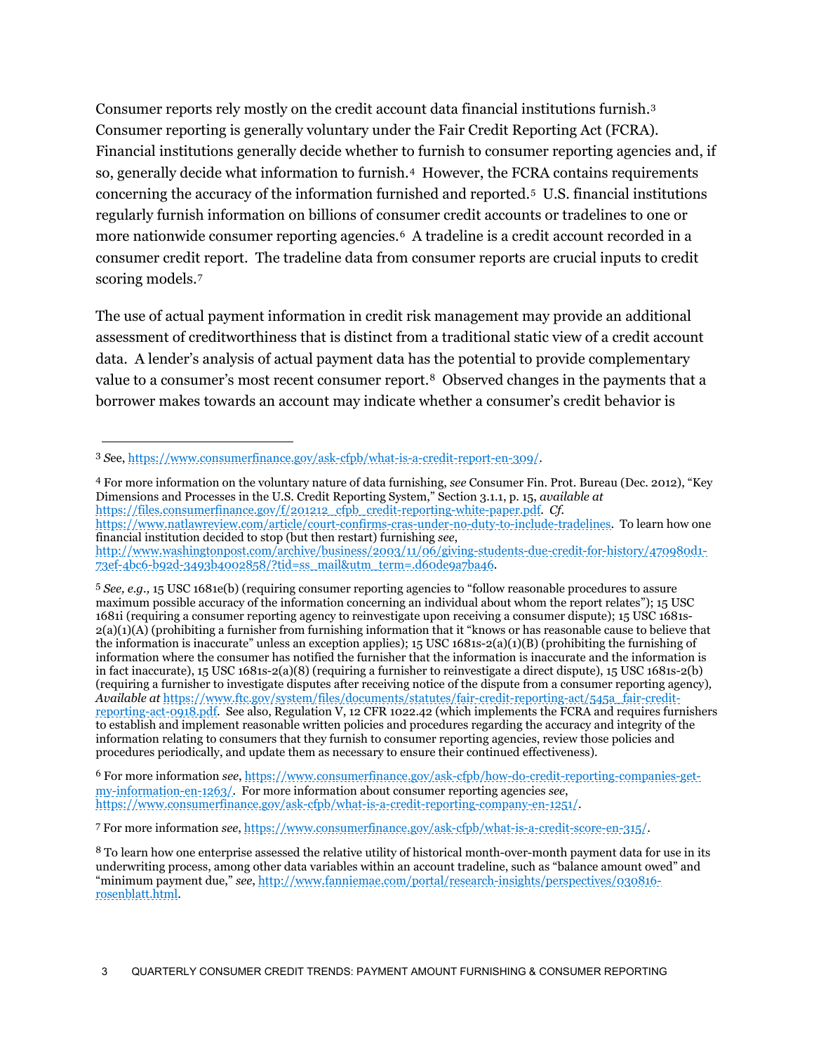Consumer reports rely mostly on the credit account data financial institutions furnish.[3] Consumer reporting is generally voluntary under the Fair Credit Reporting Act (FCRA). Financial institutions generally decide whether to furnish to consumer reporting agencies and, if so, generally decide what information to furnish.[4] However, the FCRA contains requirements concerning the accuracy of the information furnished and reported.[5] U.S. financial institutions regularly furnish information on billions of consumer credit accounts or tradelines to one or more nationwide consumer reporting agencies.[6] A tradeline is a credit account recorded in a consumer credit report. The tradeline data from consumer reports are crucial inputs to credit scoring models.[7]

The use of actual payment information in credit risk management may provide an additional assessment of creditworthiness that is distinct from a traditional static view of a credit account data. A lender's analysis of actual payment data has the potential to provide complementary value to a consumer's most recent consumer report.[8] Observed changes in the payments that a borrower makes towards an account may indicate whether a consumer's credit behavior is

---

[3] *See*, https://www.consumerfinance.gov/ask-cfpb/what-is-a-credit-report-en-309/.

[4] For more information on the voluntary nature of data furnishing, *see* Consumer Fin. Prot. Bureau (Dec. 2012), "Key Dimensions and Processes in the U.S. Credit Reporting System," Section 3.1.1, p. 15, *available at* https://files.consumerfinance.gov/f/201212_cfpb_credit-reporting-white-paper.pdf. *Cf.* https://www.natlawreview.com/article/court-confirms-cras-under-no-duty-to-include-tradelines. To learn how one financial institution decided to stop (but then restart) furnishing *see*, http://www.washingtonpost.com/archive/business/2003/11/06/giving-students-due-credit-for-history/470980d1-73ef-4bc6-b92d-3493b4002858/?tid=ss_mail&utm_term=.d60de9a7ba46.

[5] *See, e.g.,* 15 USC 1681e(b) (requiring consumer reporting agencies to "follow reasonable procedures to assure maximum possible accuracy of the information concerning an individual about whom the report relates"); 15 USC 1681i (requiring a consumer reporting agency to reinvestigate upon receiving a consumer dispute); 15 USC 1681s-2(a)(1)(A) (prohibiting a furnisher from furnishing information that it "knows or has reasonable cause to believe that the information is inaccurate" unless an exception applies); 15 USC 1681s-2(a)(1)(B) (prohibiting the furnishing of information where the consumer has notified the furnisher that the information is inaccurate and the information is in fact inaccurate), 15 USC 1681s-2(a)(8) (requiring a furnisher to reinvestigate a direct dispute), 15 USC 1681s-2(b) (requiring a furnisher to investigate disputes after receiving notice of the dispute from a consumer reporting agency), *Available at* https://www.ftc.gov/system/files/documents/statutes/fair-credit-reporting-act/545a_fair-credit-reporting-act-0918.pdf. See also, Regulation V, 12 CFR 1022.42 (which implements the FCRA and requires furnishers to establish and implement reasonable written policies and procedures regarding the accuracy and integrity of the information relating to consumers that they furnish to consumer reporting agencies, review those policies and procedures periodically, and update them as necessary to ensure their continued effectiveness).

[6] For more information *see*, https://www.consumerfinance.gov/ask-cfpb/how-do-credit-reporting-companies-get-my-information-en-1263/. For more information about consumer reporting agencies *see*, https://www.consumerfinance.gov/ask-cfpb/what-is-a-credit-reporting-company-en-1251/.

[7] For more information *see*, https://www.consumerfinance.gov/ask-cfpb/what-is-a-credit-score-en-315/.

[8] To learn how one enterprise assessed the relative utility of historical month-over-month payment data for use in its underwriting process, among other data variables within an account tradeline, such as "balance amount owed" and "minimum payment due," *see*, http://www.fanniemae.com/portal/research-insights/perspectives/030816-rosenblatt.html.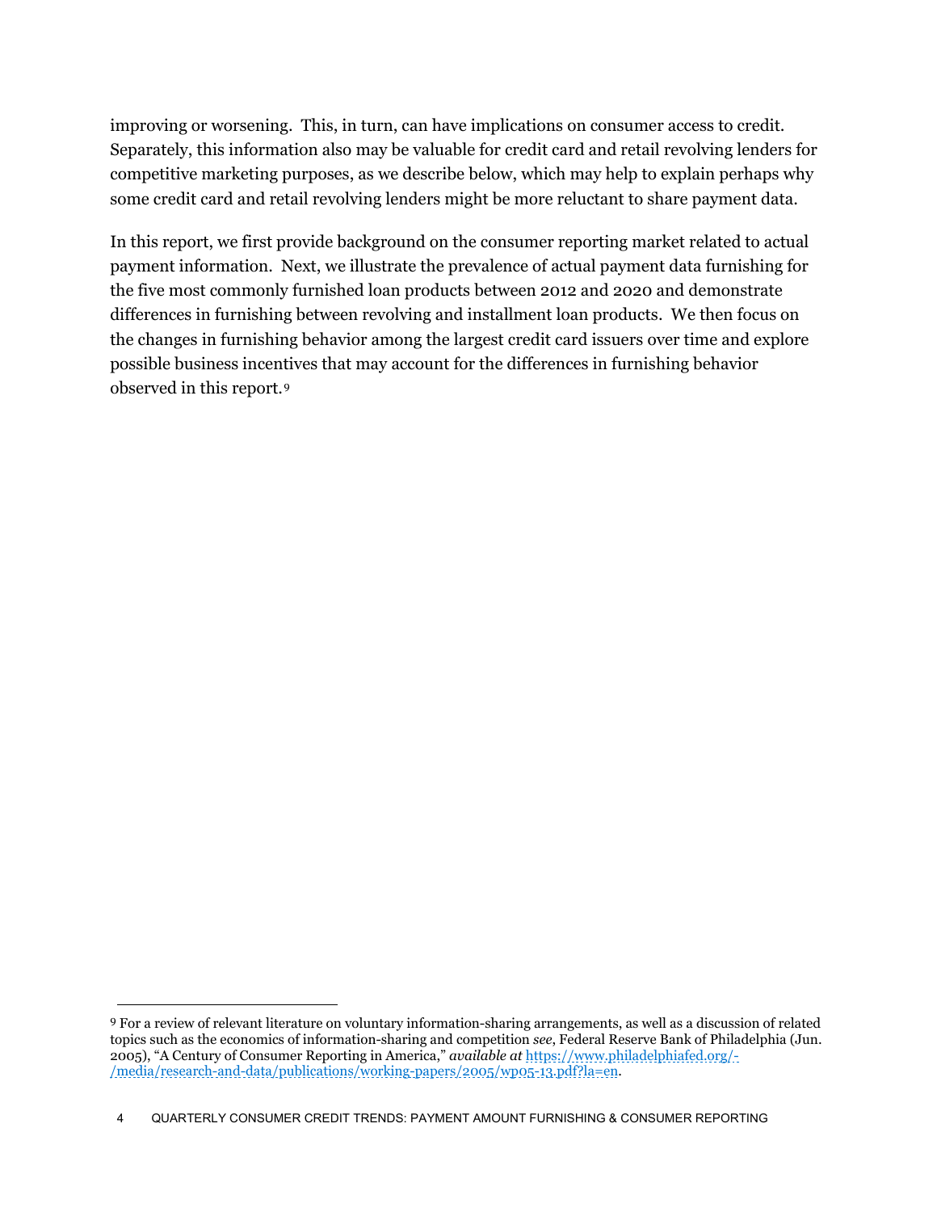improving or worsening. This, in turn, can have implications on consumer access to credit. Separately, this information also may be valuable for credit card and retail revolving lenders for competitive marketing purposes, as we describe below, which may help to explain perhaps why some credit card and retail revolving lenders might be more reluctant to share payment data.

In this report, we first provide background on the consumer reporting market related to actual payment information. Next, we illustrate the prevalence of actual payment data furnishing for the five most commonly furnished loan products between 2012 and 2020 and demonstrate differences in furnishing between revolving and installment loan products. We then focus on the changes in furnishing behavior among the largest credit card issuers over time and explore possible business incentives that may account for the differences in furnishing behavior observed in this report.[9]

---

[9] For a review of relevant literature on voluntary information-sharing arrangements, as well as a discussion of related topics such as the economics of information-sharing and competition *see*, Federal Reserve Bank of Philadelphia (Jun. 2005), "A Century of Consumer Reporting in America," *available at* https://www.philadelphiafed.org/-/media/research-and-data/publications/working-papers/2005/wp05-13.pdf?la=en.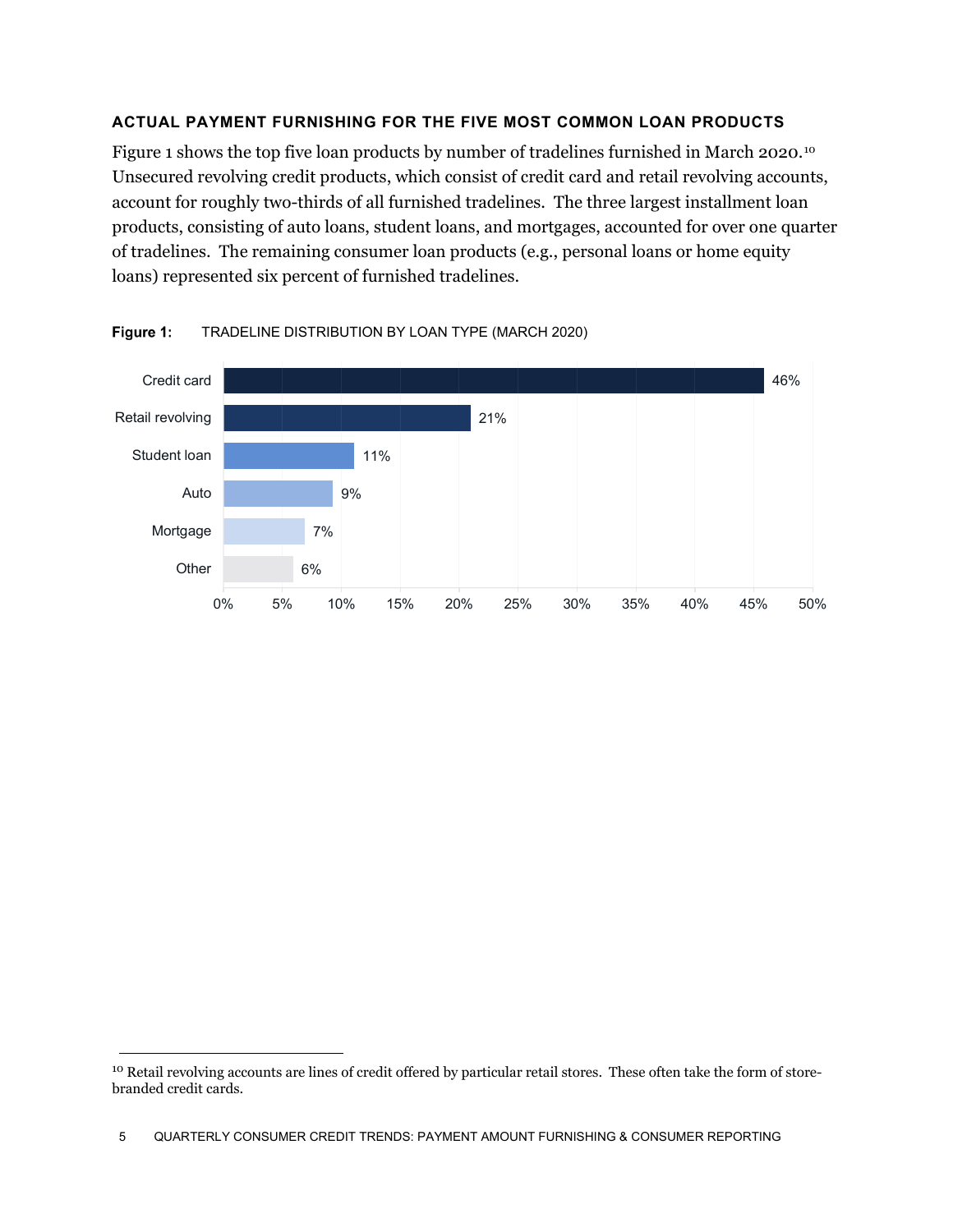### ACTUAL PAYMENT FURNISHING FOR THE FIVE MOST COMMON LOAN PRODUCTS

Figure 1 shows the top five loan products by number of tradelines furnished in March 2020.[10] Unsecured revolving credit products, which consist of credit card and retail revolving accounts, account for roughly two-thirds of all furnished tradelines. The three largest installment loan products, consisting of auto loans, student loans, and mortgages, accounted for over one quarter of tradelines. The remaining consumer loan products (e.g., personal loans or home equity loans) represented six percent of furnished tradelines.

**Figure 1:** TRADELINE DISTRIBUTION BY LOAN TYPE (MARCH 2020)

| Loan type | Share of tradelines |
| --- | --- |
| Credit card | 46% |
| Retail revolving | 21% |
| Student loan | 11% |
| Auto | 9% |
| Mortgage | 7% |
| Other | 6% |

[10] Retail revolving accounts are lines of credit offered by particular retail stores. These often take the form of store-branded credit cards.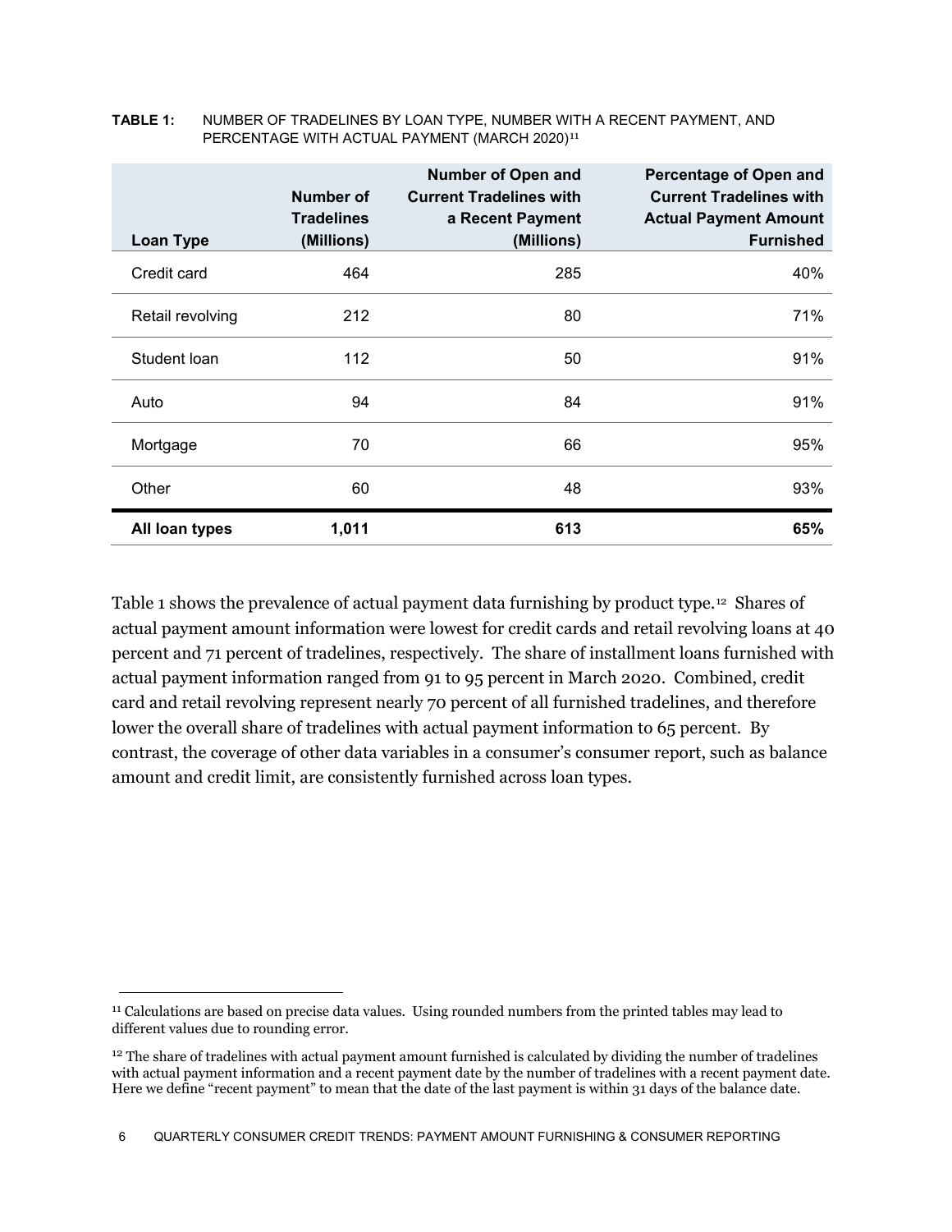**TABLE 1:** NUMBER OF TRADELINES BY LOAN TYPE, NUMBER WITH A RECENT PAYMENT, AND PERCENTAGE WITH ACTUAL PAYMENT (MARCH 2020)[11]

| Loan Type | Number of Tradelines (Millions) | Number of Open and Current Tradelines with a Recent Payment (Millions) | Percentage of Open and Current Tradelines with Actual Payment Amount Furnished |
|---|---|---|---|
| Credit card | 464 | 285 | 40% |
| Retail revolving | 212 | 80 | 71% |
| Student loan | 112 | 50 | 91% |
| Auto | 94 | 84 | 91% |
| Mortgage | 70 | 66 | 95% |
| Other | 60 | 48 | 93% |
| **All loan types** | **1,011** | **613** | **65%** |

Table 1 shows the prevalence of actual payment data furnishing by product type.[12] Shares of actual payment amount information were lowest for credit cards and retail revolving loans at 40 percent and 71 percent of tradelines, respectively. The share of installment loans furnished with actual payment information ranged from 91 to 95 percent in March 2020. Combined, credit card and retail revolving represent nearly 70 percent of all furnished tradelines, and therefore lower the overall share of tradelines with actual payment information to 65 percent. By contrast, the coverage of other data variables in a consumer's consumer report, such as balance amount and credit limit, are consistently furnished across loan types.

[11] Calculations are based on precise data values. Using rounded numbers from the printed tables may lead to different values due to rounding error.

[12] The share of tradelines with actual payment amount furnished is calculated by dividing the number of tradelines with actual payment information and a recent payment date by the number of tradelines with a recent payment date. Here we define "recent payment" to mean that the date of the last payment is within 31 days of the balance date.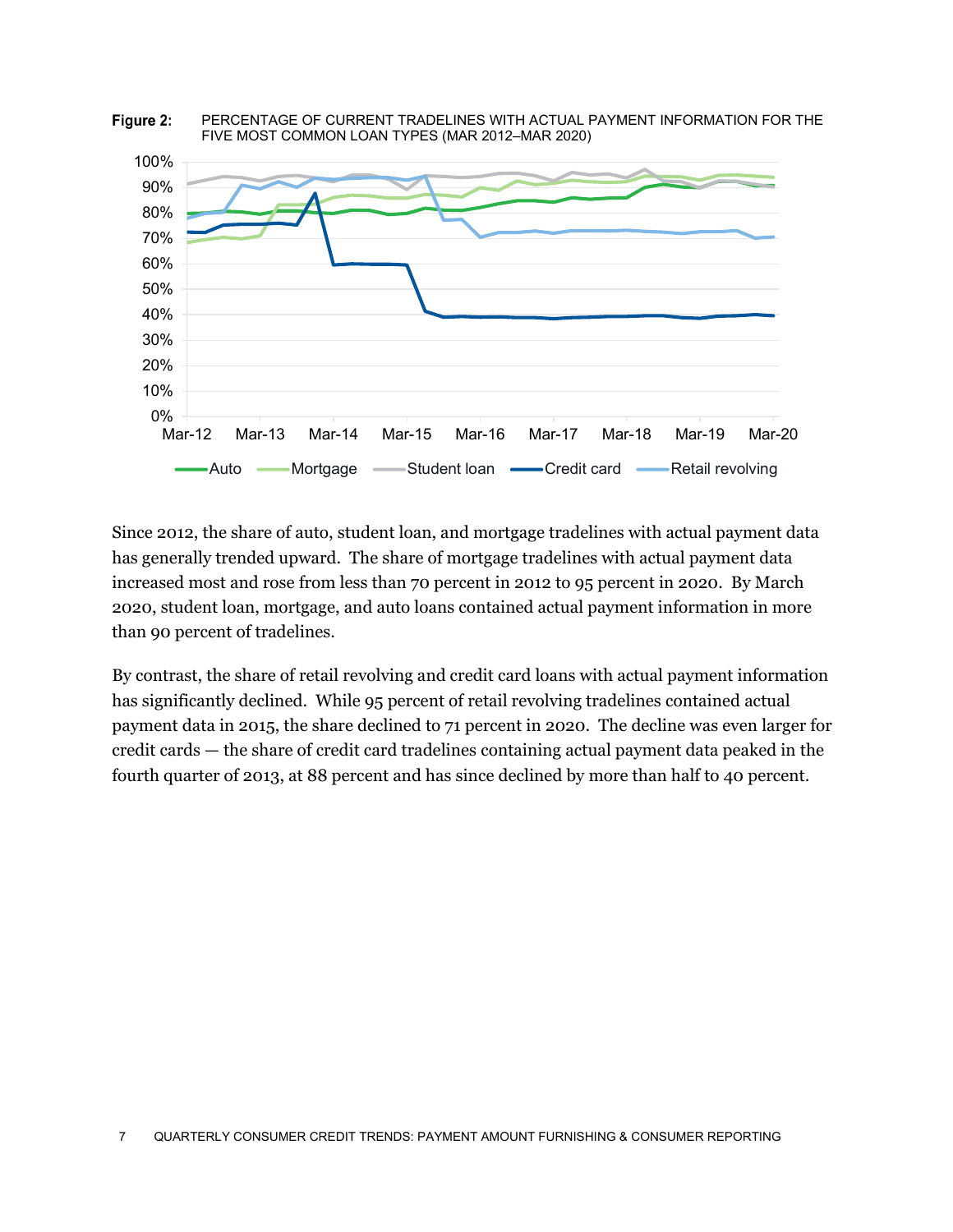**Figure 2:** PERCENTAGE OF CURRENT TRADELINES WITH ACTUAL PAYMENT INFORMATION FOR THE FIVE MOST COMMON LOAN TYPES (MAR 2012–MAR 2020)

Since 2012, the share of auto, student loan, and mortgage tradelines with actual payment data has generally trended upward. The share of mortgage tradelines with actual payment data increased most and rose from less than 70 percent in 2012 to 95 percent in 2020. By March 2020, student loan, mortgage, and auto loans contained actual payment information in more than 90 percent of tradelines.

By contrast, the share of retail revolving and credit card loans with actual payment information has significantly declined. While 95 percent of retail revolving tradelines contained actual payment data in 2015, the share declined to 71 percent in 2020. The decline was even larger for credit cards — the share of credit card tradelines containing actual payment data peaked in the fourth quarter of 2013, at 88 percent and has since declined by more than half to 40 percent.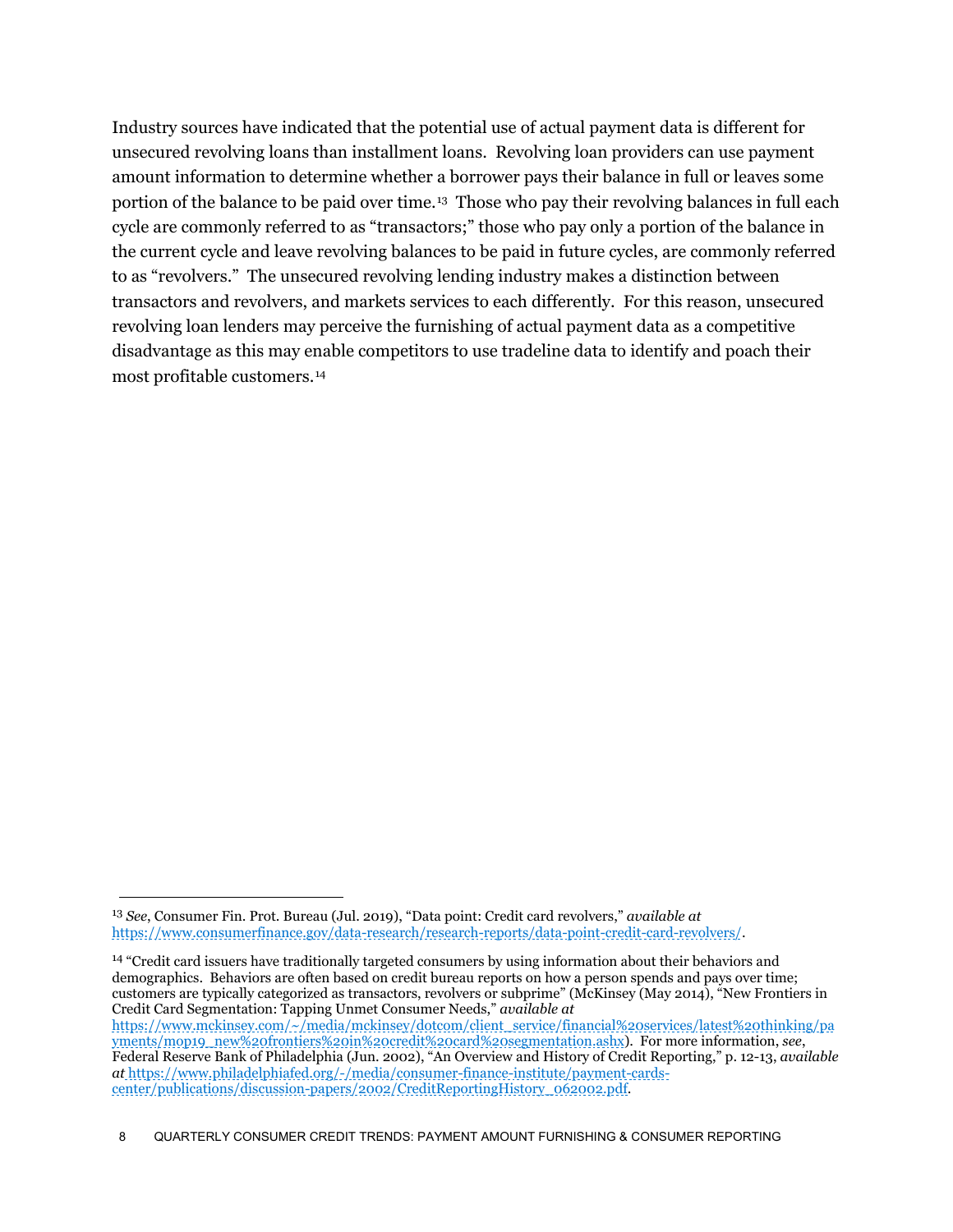Industry sources have indicated that the potential use of actual payment data is different for unsecured revolving loans than installment loans. Revolving loan providers can use payment amount information to determine whether a borrower pays their balance in full or leaves some portion of the balance to be paid over time.[13] Those who pay their revolving balances in full each cycle are commonly referred to as "transactors;" those who pay only a portion of the balance in the current cycle and leave revolving balances to be paid in future cycles, are commonly referred to as "revolvers." The unsecured revolving lending industry makes a distinction between transactors and revolvers, and markets services to each differently. For this reason, unsecured revolving loan lenders may perceive the furnishing of actual payment data as a competitive disadvantage as this may enable competitors to use tradeline data to identify and poach their most profitable customers.[14]

---

[13] *See*, Consumer Fin. Prot. Bureau (Jul. 2019), "Data point: Credit card revolvers," *available at* https://www.consumerfinance.gov/data-research/research-reports/data-point-credit-card-revolvers/.

[14] "Credit card issuers have traditionally targeted consumers by using information about their behaviors and demographics. Behaviors are often based on credit bureau reports on how a person spends and pays over time; customers are typically categorized as transactors, revolvers or subprime" (McKinsey (May 2014), "New Frontiers in Credit Card Segmentation: Tapping Unmet Consumer Needs," *available at* https://www.mckinsey.com/~/media/mckinsey/dotcom/client_service/financial%20services/latest%20thinking/payments/mop19_new%20frontiers%20in%20credit%20card%20segmentation.ashx). For more information, *see*, Federal Reserve Bank of Philadelphia (Jun. 2002), "An Overview and History of Credit Reporting," p. 12-13, *available at* https://www.philadelphiafed.org/-/media/consumer-finance-institute/payment-cards-center/publications/discussion-papers/2002/CreditReportingHistory_062002.pdf.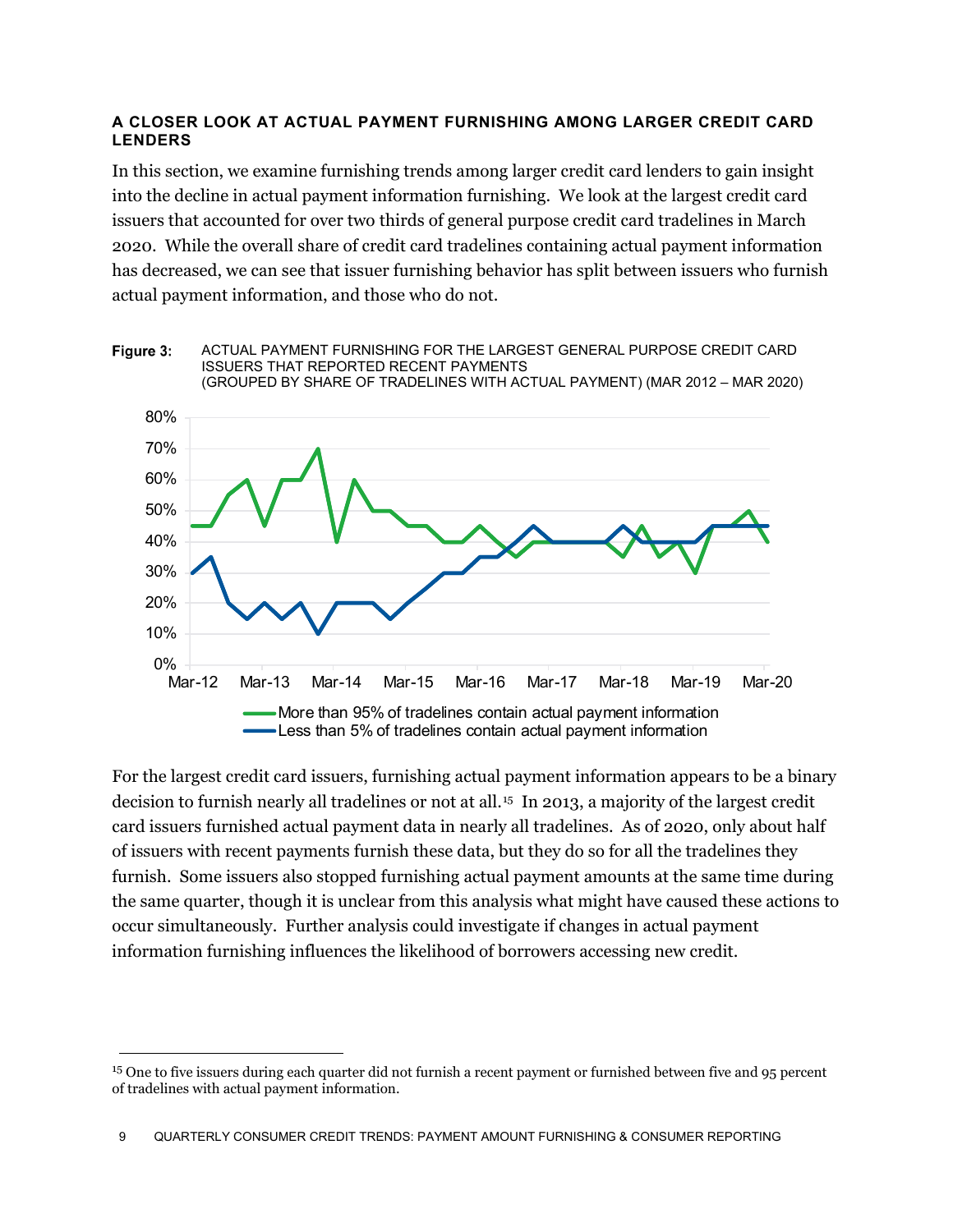### A CLOSER LOOK AT ACTUAL PAYMENT FURNISHING AMONG LARGER CREDIT CARD LENDERS

In this section, we examine furnishing trends among larger credit card lenders to gain insight into the decline in actual payment information furnishing. We look at the largest credit card issuers that accounted for over two thirds of general purpose credit card tradelines in March 2020. While the overall share of credit card tradelines containing actual payment information has decreased, we can see that issuer furnishing behavior has split between issuers who furnish actual payment information, and those who do not.

**Figure 3:** ACTUAL PAYMENT FURNISHING FOR THE LARGEST GENERAL PURPOSE CREDIT CARD ISSUERS THAT REPORTED RECENT PAYMENTS (GROUPED BY SHARE OF TRADELINES WITH ACTUAL PAYMENT) (MAR 2012 – MAR 2020)

For the largest credit card issuers, furnishing actual payment information appears to be a binary decision to furnish nearly all tradelines or not at all.[15] In 2013, a majority of the largest credit card issuers furnished actual payment data in nearly all tradelines. As of 2020, only about half of issuers with recent payments furnish these data, but they do so for all the tradelines they furnish. Some issuers also stopped furnishing actual payment amounts at the same time during the same quarter, though it is unclear from this analysis what might have caused these actions to occur simultaneously. Further analysis could investigate if changes in actual payment information furnishing influences the likelihood of borrowers accessing new credit.

[15] One to five issuers during each quarter did not furnish a recent payment or furnished between five and 95 percent of tradelines with actual payment information.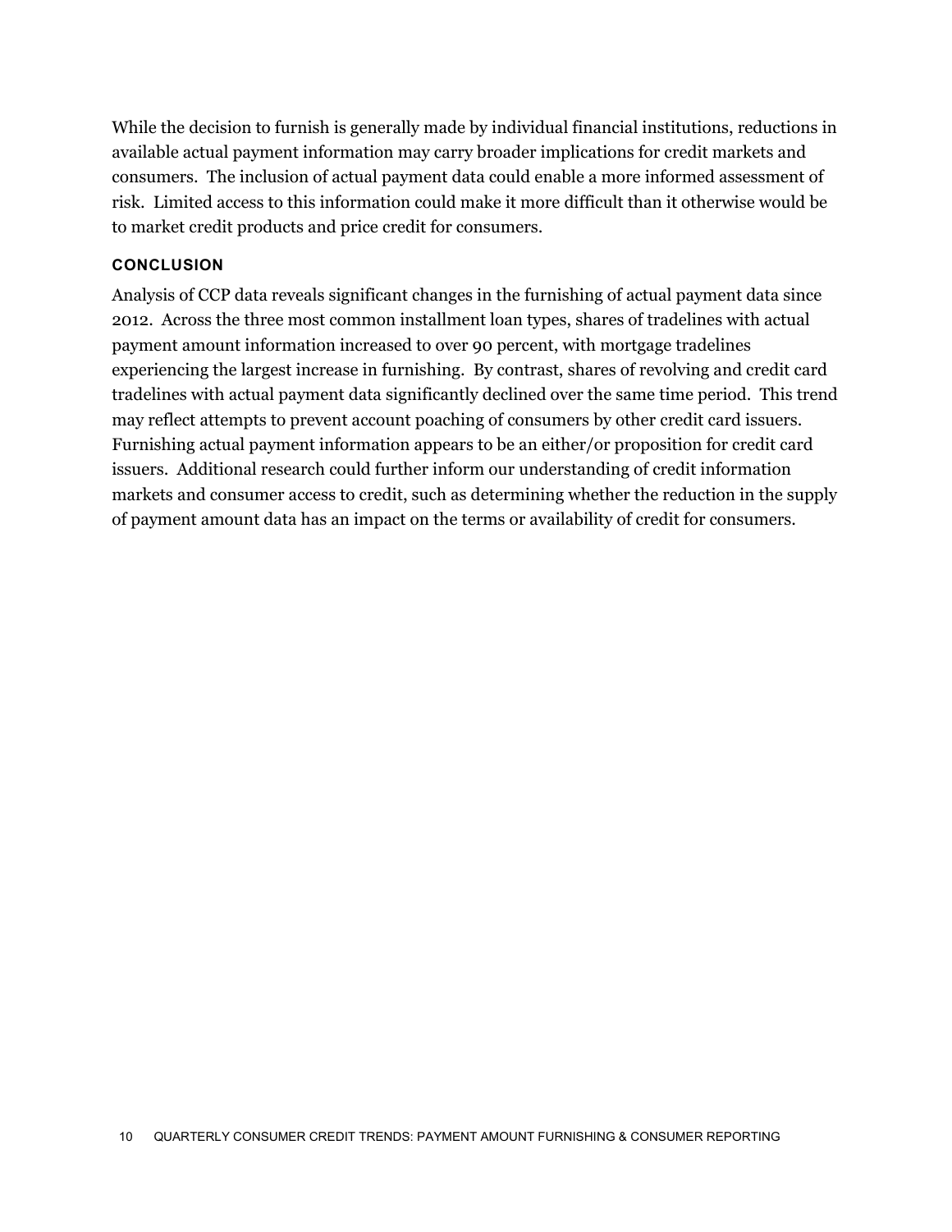While the decision to furnish is generally made by individual financial institutions, reductions in available actual payment information may carry broader implications for credit markets and consumers. The inclusion of actual payment data could enable a more informed assessment of risk. Limited access to this information could make it more difficult than it otherwise would be to market credit products and price credit for consumers.

## CONCLUSION

Analysis of CCP data reveals significant changes in the furnishing of actual payment data since 2012. Across the three most common installment loan types, shares of tradelines with actual payment amount information increased to over 90 percent, with mortgage tradelines experiencing the largest increase in furnishing. By contrast, shares of revolving and credit card tradelines with actual payment data significantly declined over the same time period. This trend may reflect attempts to prevent account poaching of consumers by other credit card issuers. Furnishing actual payment information appears to be an either/or proposition for credit card issuers. Additional research could further inform our understanding of credit information markets and consumer access to credit, such as determining whether the reduction in the supply of payment amount data has an impact on the terms or availability of credit for consumers.